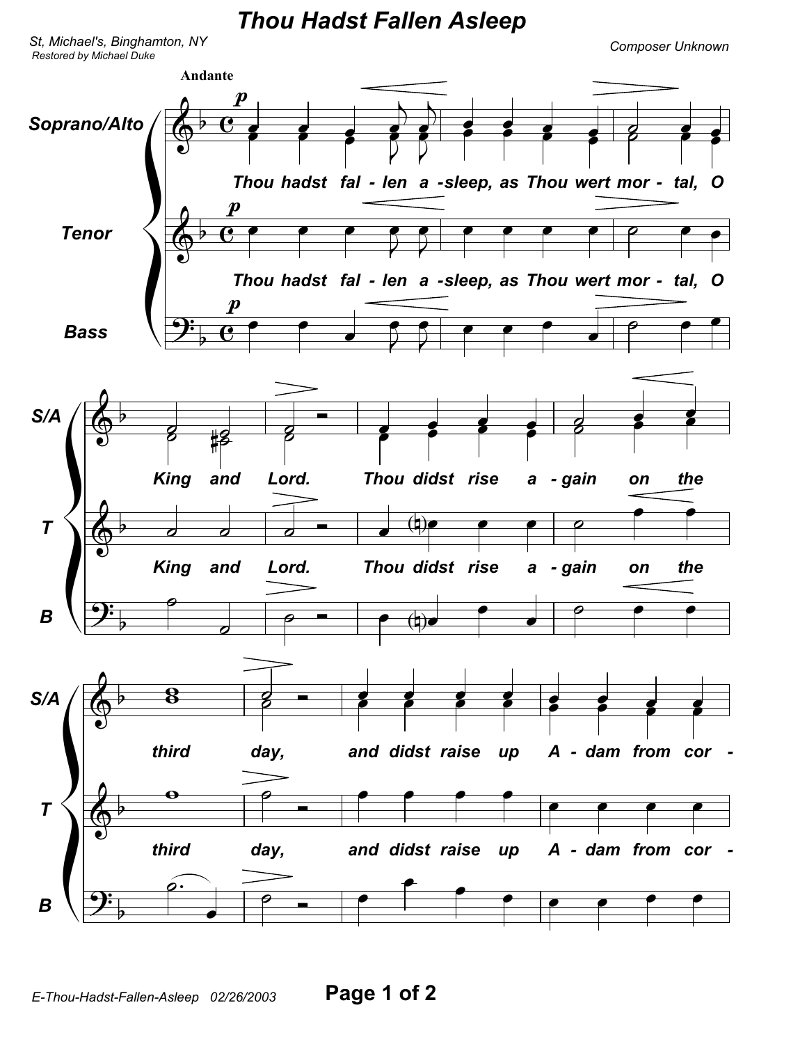# Thou Hadst Fallen Asleep

*St, Michael's, Binghamton, NY*
*Restored by Michael Duke*

*Composer Unknown*

**Andante**

Thou hadst fal - len a - sleep, as Thou wert mor - tal, O King and Lord. Thou didst rise a - gain on the third day, and didst raise up A - dam from cor -

*E-Thou-Hadst-Fallen-Asleep 02/26/2003*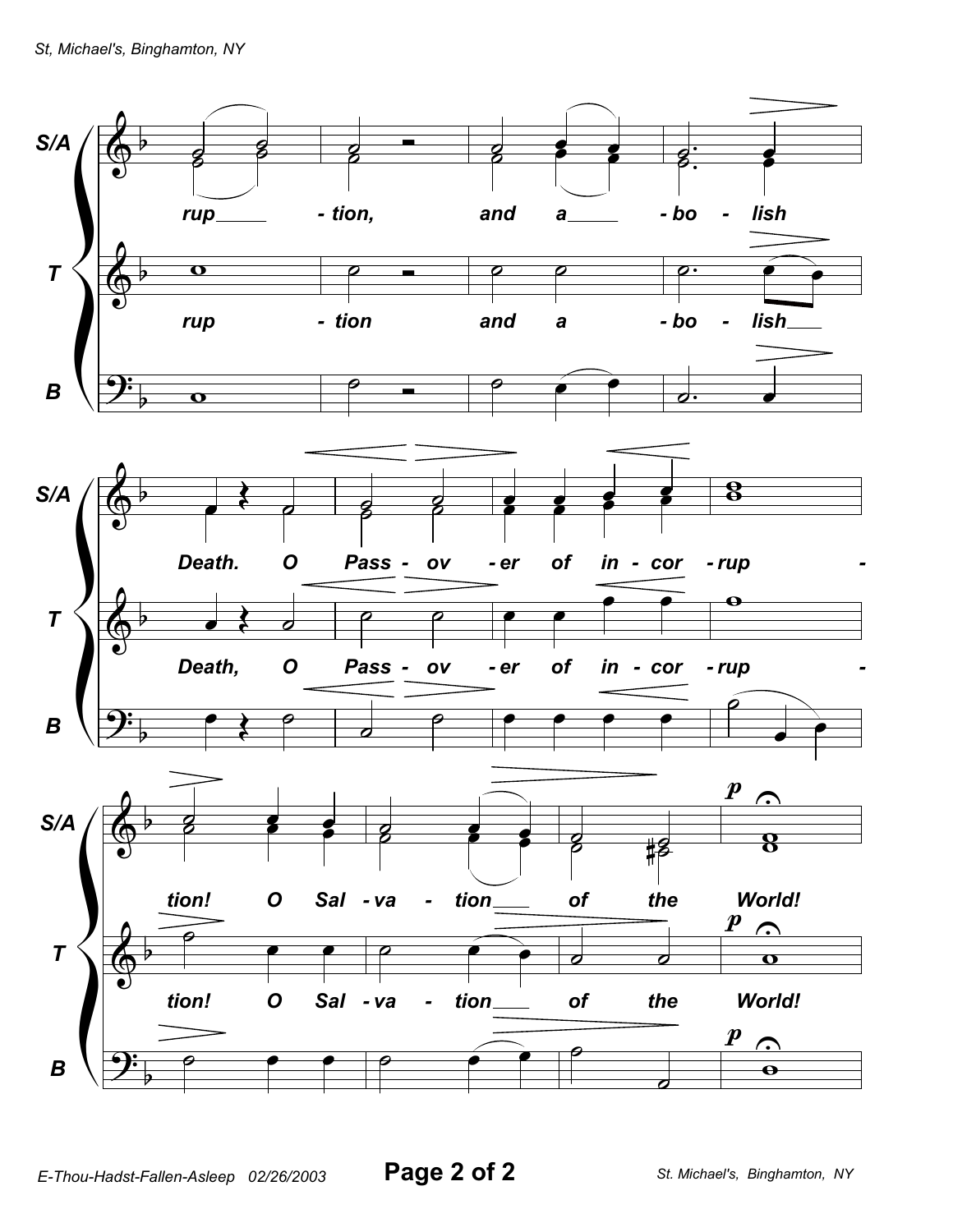S/A: rup - tion, and a - bo - lish Death. O Pass - ov - er of in - cor - rup - tion! O Sal - va - tion of the World!

T: rup - tion and a - bo - lish Death, O Pass - ov - er of in - cor - rup - tion! O Sal - va - tion of the World!

B

*p*